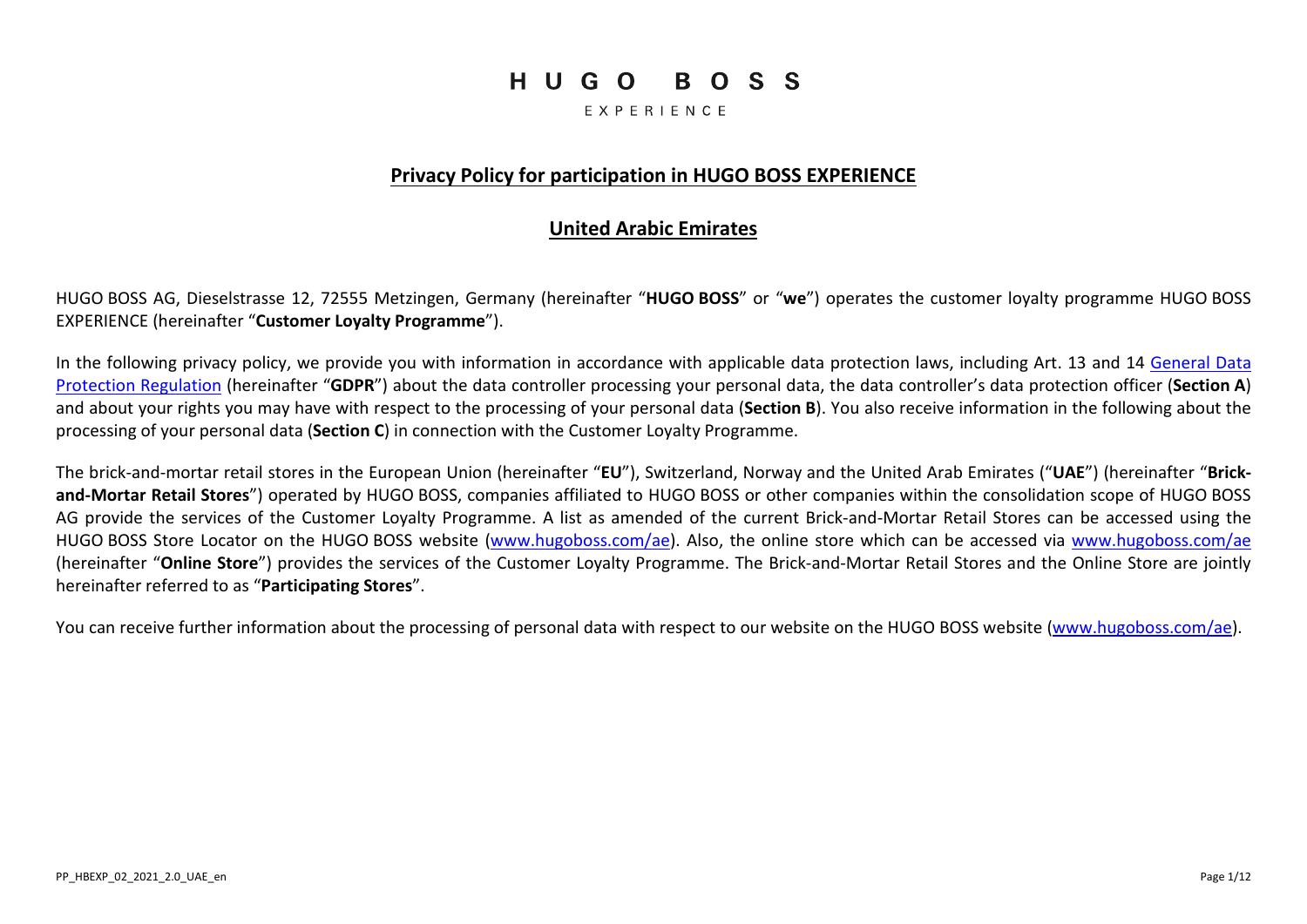# HUGO BOSS

EXPERIENCE

## Privacy Policy for participation in HUGO BOSS EXPERIENCE

## United Arabic Emirates

HUGO BOSS AG, Dieselstrasse 12, 72555 Metzingen, Germany (hereinafter "**HUGO BOSS**" or "**we**") operates the customer loyalty programme HUGO BOSS EXPERIENCE (hereinafter "**Customer Loyalty Programme**").

In the following privacy policy, we provide you with information in accordance with applicable data protection laws, including Art. 13 and 14 [General Data Protection Regulation](General Data Protection Regulation) (hereinafter "**GDPR**") about the data controller processing your personal data, the data controller's data protection officer (**Section A**) and about your rights you may have with respect to the processing of your personal data (**Section B**). You also receive information in the following about the processing of your personal data (**Section C**) in connection with the Customer Loyalty Programme.

The brick-and-mortar retail stores in the European Union (hereinafter "**EU**"), Switzerland, Norway and the United Arab Emirates ("**UAE**") (hereinafter "**Brick-and-Mortar Retail Stores**") operated by HUGO BOSS, companies affiliated to HUGO BOSS or other companies within the consolidation scope of HUGO BOSS AG provide the services of the Customer Loyalty Programme. A list as amended of the current Brick-and-Mortar Retail Stores can be accessed using the HUGO BOSS Store Locator on the HUGO BOSS website ([www.hugoboss.com/ae](www.hugoboss.com/ae)). Also, the online store which can be accessed via [www.hugoboss.com/ae](www.hugoboss.com/ae) (hereinafter "**Online Store**") provides the services of the Customer Loyalty Programme. The Brick-and-Mortar Retail Stores and the Online Store are jointly hereinafter referred to as "**Participating Stores**".

You can receive further information about the processing of personal data with respect to our website on the HUGO BOSS website ([www.hugoboss.com/ae](www.hugoboss.com/ae)).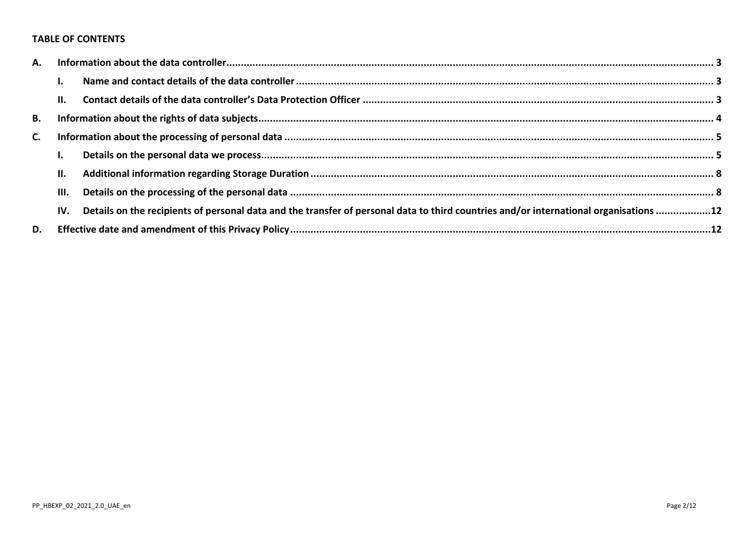**TABLE OF CONTENTS**

- **A. Information about the data controller** ... 3
  - **I. Name and contact details of the data controller** ... 3
  - **II. Contact details of the data controller's Data Protection Officer** ... 3
- **B. Information about the rights of data subjects** ... 4
- **C. Information about the processing of personal data** ... 5
  - **I. Details on the personal data we process** ... 5
  - **II. Additional information regarding Storage Duration** ... 8
  - **III. Details on the processing of the personal data** ... 8
  - **IV. Details on the recipients of personal data and the transfer of personal data to third countries and/or international organisations** ... 12
- **D. Effective date and amendment of this Privacy Policy** ... 12

PP_HBEXP_02_2021_2.0_UAE_en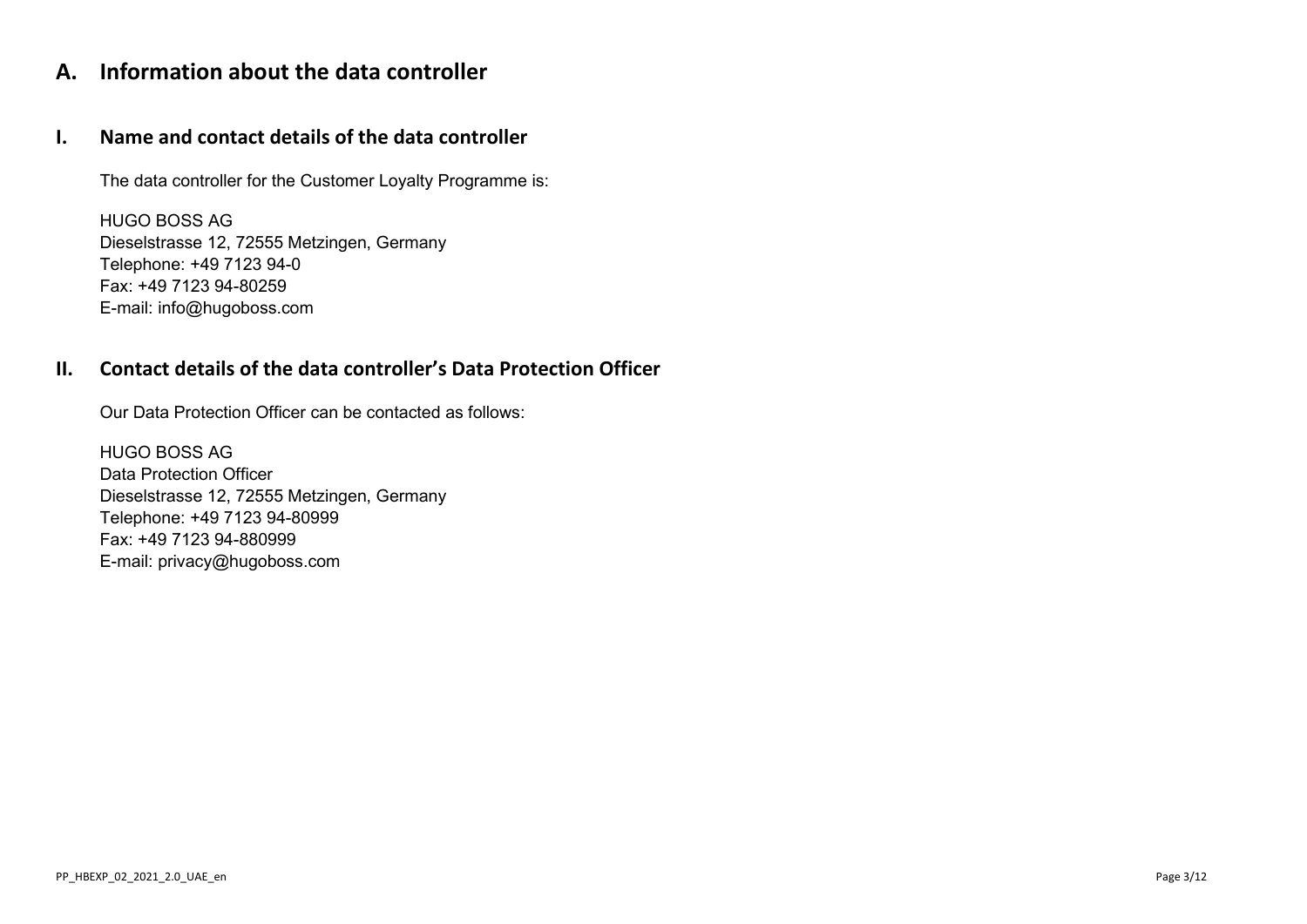# A. Information about the data controller

## I. Name and contact details of the data controller

The data controller for the Customer Loyalty Programme is:

HUGO BOSS AG
Dieselstrasse 12, 72555 Metzingen, Germany
Telephone: +49 7123 94-0
Fax: +49 7123 94-80259
E-mail: info@hugoboss.com

## II. Contact details of the data controller's Data Protection Officer

Our Data Protection Officer can be contacted as follows:

HUGO BOSS AG
Data Protection Officer
Dieselstrasse 12, 72555 Metzingen, Germany
Telephone: +49 7123 94-80999
Fax: +49 7123 94-880999
E-mail: privacy@hugoboss.com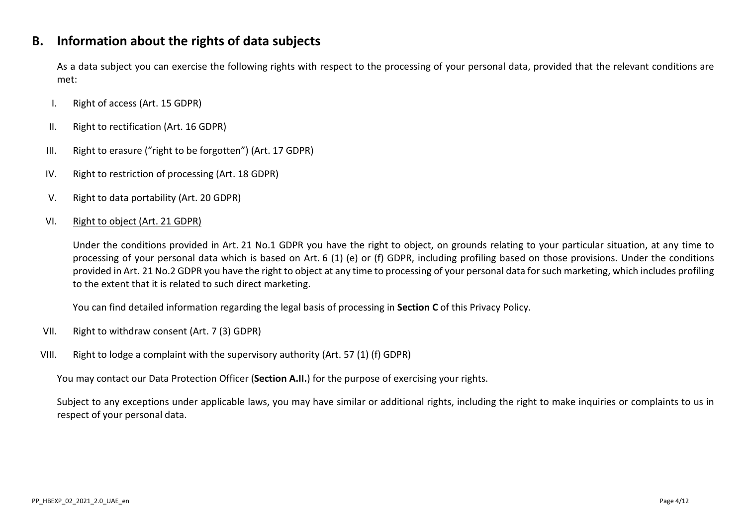## B. Information about the rights of data subjects

As a data subject you can exercise the following rights with respect to the processing of your personal data, provided that the relevant conditions are met:

I. Right of access (Art. 15 GDPR)

II. Right to rectification (Art. 16 GDPR)

III. Right to erasure (“right to be forgotten”) (Art. 17 GDPR)

IV. Right to restriction of processing (Art. 18 GDPR)

V. Right to data portability (Art. 20 GDPR)

VI. <u>Right to object (Art. 21 GDPR)</u>

Under the conditions provided in Art. 21 No.1 GDPR you have the right to object, on grounds relating to your particular situation, at any time to processing of your personal data which is based on Art. 6 (1) (e) or (f) GDPR, including profiling based on those provisions. Under the conditions provided in Art. 21 No.2 GDPR you have the right to object at any time to processing of your personal data for such marketing, which includes profiling to the extent that it is related to such direct marketing.

You can find detailed information regarding the legal basis of processing in **Section C** of this Privacy Policy.

VII. Right to withdraw consent (Art. 7 (3) GDPR)

VIII. Right to lodge a complaint with the supervisory authority (Art. 57 (1) (f) GDPR)

You may contact our Data Protection Officer (**Section A.II.**) for the purpose of exercising your rights.

Subject to any exceptions under applicable laws, you may have similar or additional rights, including the right to make inquiries or complaints to us in respect of your personal data.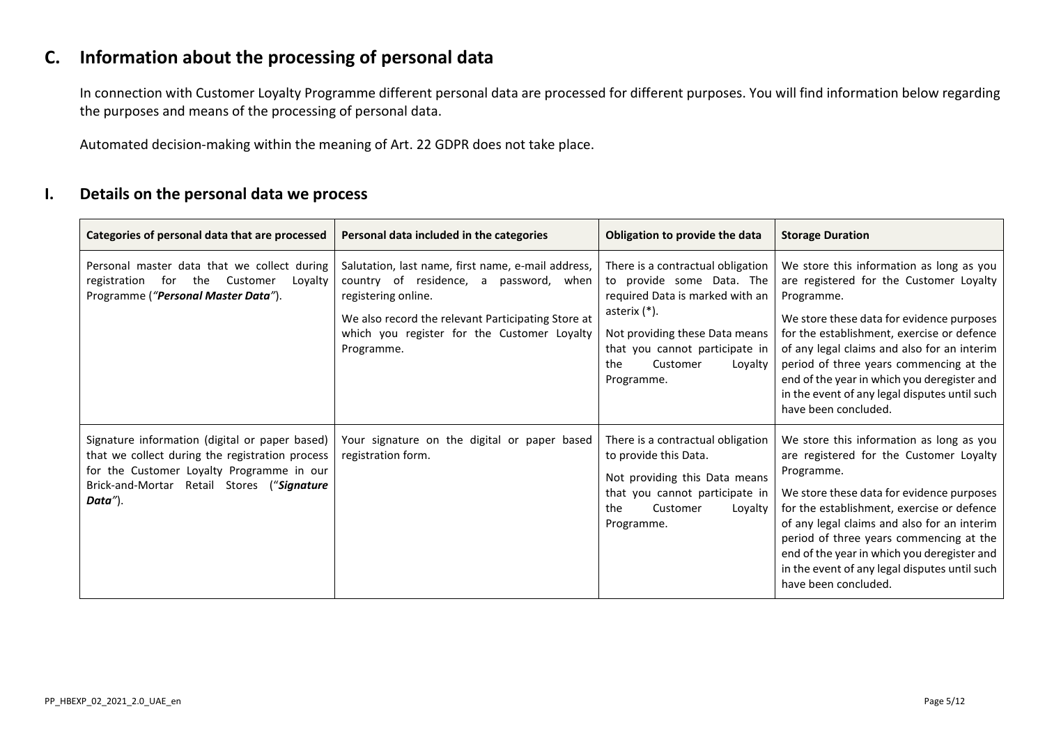## C. Information about the processing of personal data

In connection with Customer Loyalty Programme different personal data are processed for different purposes. You will find information below regarding the purposes and means of the processing of personal data.

Automated decision-making within the meaning of Art. 22 GDPR does not take place.

### I. Details on the personal data we process

| Categories of personal data that are processed | Personal data included in the categories | Obligation to provide the data | Storage Duration |
| --- | --- | --- | --- |
| Personal master data that we collect during registration for the Customer Loyalty Programme (*"**Personal Master Data**"*). | Salutation, last name, first name, e-mail address, country of residence, a password, when registering online.<br><br>We also record the relevant Participating Store at which you register for the Customer Loyalty Programme. | There is a contractual obligation to provide some Data. The required Data is marked with an asterix (*).<br><br>Not providing these Data means that you cannot participate in the Customer Loyalty Programme. | We store this information as long as you are registered for the Customer Loyalty Programme.<br><br>We store these data for evidence purposes for the establishment, exercise or defence of any legal claims and also for an interim period of three years commencing at the end of the year in which you deregister and in the event of any legal disputes until such have been concluded. |
| Signature information (digital or paper based) that we collect during the registration process for the Customer Loyalty Programme in our Brick-and-Mortar Retail Stores ("***Signature Data***"). | Your signature on the digital or paper based registration form. | There is a contractual obligation to provide this Data.<br><br>Not providing this Data means that you cannot participate in the Customer Loyalty Programme. | We store this information as long as you are registered for the Customer Loyalty Programme.<br><br>We store these data for evidence purposes for the establishment, exercise or defence of any legal claims and also for an interim period of three years commencing at the end of the year in which you deregister and in the event of any legal disputes until such have been concluded. |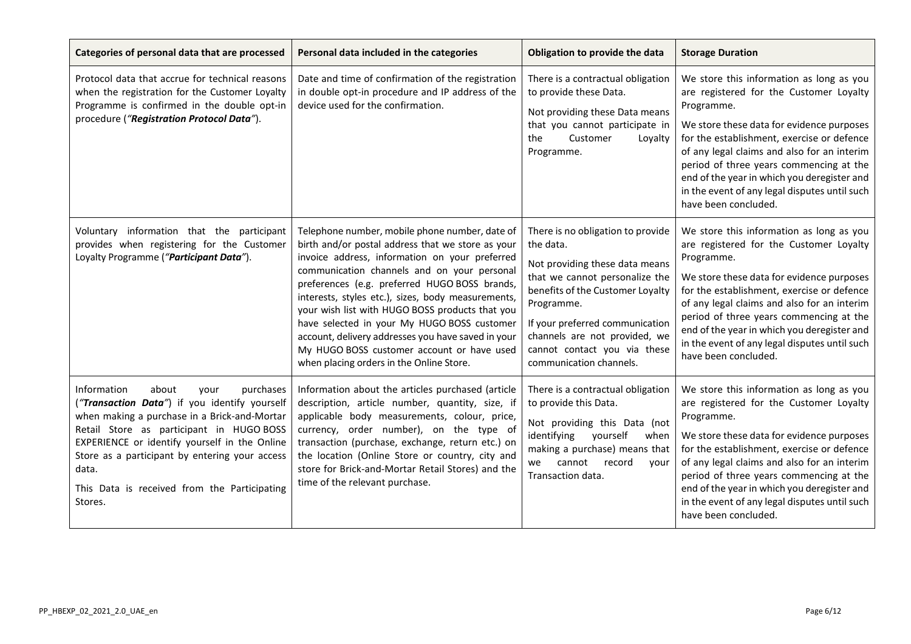| Categories of personal data that are processed | Personal data included in the categories | Obligation to provide the data | Storage Duration |
|---|---|---|---|
| Protocol data that accrue for technical reasons when the registration for the Customer Loyalty Programme is confirmed in the double opt-in procedure (*"**Registration Protocol Data**"*). | Date and time of confirmation of the registration in double opt-in procedure and IP address of the device used for the confirmation. | There is a contractual obligation to provide these Data.<br><br>Not providing these Data means that you cannot participate in the Customer Loyalty Programme. | We store this information as long as you are registered for the Customer Loyalty Programme.<br><br>We store these data for evidence purposes for the establishment, exercise or defence of any legal claims and also for an interim period of three years commencing at the end of the year in which you deregister and in the event of any legal disputes until such have been concluded. |
| Voluntary information that the participant provides when registering for the Customer Loyalty Programme (*"**Participant Data**"*). | Telephone number, mobile phone number, date of birth and/or postal address that we store as your invoice address, information on your preferred communication channels and on your personal preferences (e.g. preferred HUGO BOSS brands, interests, styles etc.), sizes, body measurements, your wish list with HUGO BOSS products that you have selected in your My HUGO BOSS customer account, delivery addresses you have saved in your My HUGO BOSS customer account or have used when placing orders in the Online Store. | There is no obligation to provide the data.<br><br>Not providing these data means that we cannot personalize the benefits of the Customer Loyalty Programme.<br><br>If your preferred communication channels are not provided, we cannot contact you via these communication channels. | We store this information as long as you are registered for the Customer Loyalty Programme.<br><br>We store these data for evidence purposes for the establishment, exercise or defence of any legal claims and also for an interim period of three years commencing at the end of the year in which you deregister and in the event of any legal disputes until such have been concluded. |
| Information about your purchases (*"**Transaction Data**"*) if you identify yourself when making a purchase in a Brick-and-Mortar Retail Store as participant in HUGO BOSS EXPERIENCE or identify yourself in the Online Store as a participant by entering your access data.<br><br>This Data is received from the Participating Stores. | Information about the articles purchased (article description, article number, quantity, size, if applicable body measurements, colour, price, currency, order number), on the type of transaction (purchase, exchange, return etc.) on the location (Online Store or country, city and store for Brick-and-Mortar Retail Stores) and the time of the relevant purchase. | There is a contractual obligation to provide this Data.<br><br>Not providing this Data (not identifying yourself when making a purchase) means that we cannot record your Transaction data. | We store this information as long as you are registered for the Customer Loyalty Programme.<br><br>We store these data for evidence purposes for the establishment, exercise or defence of any legal claims and also for an interim period of three years commencing at the end of the year in which you deregister and in the event of any legal disputes until such have been concluded. |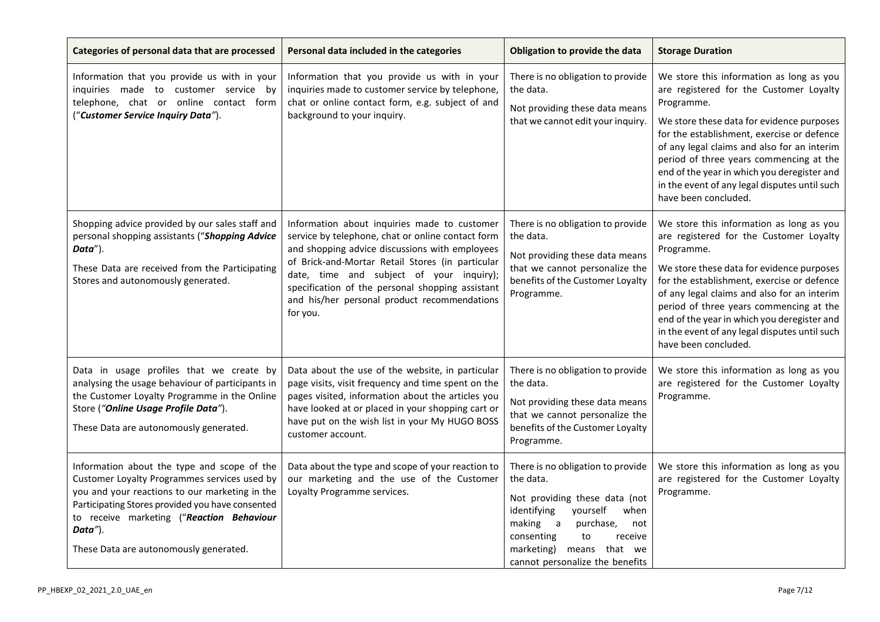| Categories of personal data that are processed | Personal data included in the categories | Obligation to provide the data | Storage Duration |
| --- | --- | --- | --- |
| Information that you provide us with in your inquiries made to customer service by telephone, chat or online contact form ("***Customer Service Inquiry Data***"). | Information that you provide us with in your inquiries made to customer service by telephone, chat or online contact form, e.g. subject of and background to your inquiry. | There is no obligation to provide the data.<br><br>Not providing these data means that we cannot edit your inquiry. | We store this information as long as you are registered for the Customer Loyalty Programme.<br><br>We store these data for evidence purposes for the establishment, exercise or defence of any legal claims and also for an interim period of three years commencing at the end of the year in which you deregister and in the event of any legal disputes until such have been concluded. |
| Shopping advice provided by our sales staff and personal shopping assistants ("***Shopping Advice Data***").<br><br>These Data are received from the Participating Stores and autonomously generated. | Information about inquiries made to customer service by telephone, chat or online contact form and shopping advice discussions with employees of Brick-and-Mortar Retail Stores (in particular date, time and subject of your inquiry); specification of the personal shopping assistant and his/her personal product recommendations for you. | There is no obligation to provide the data.<br><br>Not providing these data means that we cannot personalize the benefits of the Customer Loyalty Programme. | We store this information as long as you are registered for the Customer Loyalty Programme.<br><br>We store these data for evidence purposes for the establishment, exercise or defence of any legal claims and also for an interim period of three years commencing at the end of the year in which you deregister and in the event of any legal disputes until such have been concluded. |
| Data in usage profiles that we create by analysing the usage behaviour of participants in the Customer Loyalty Programme in the Online Store ("***Online Usage Profile Data***").<br><br>These Data are autonomously generated. | Data about the use of the website, in particular page visits, visit frequency and time spent on the pages visited, information about the articles you have looked at or placed in your shopping cart or have put on the wish list in your My HUGO BOSS customer account. | There is no obligation to provide the data.<br><br>Not providing these data means that we cannot personalize the benefits of the Customer Loyalty Programme. | We store this information as long as you are registered for the Customer Loyalty Programme. |
| Information about the type and scope of the Customer Loyalty Programmes services used by you and your reactions to our marketing in the Participating Stores provided you have consented to receive marketing ("***Reaction Behaviour Data***").<br><br>These Data are autonomously generated. | Data about the type and scope of your reaction to our marketing and the use of the Customer Loyalty Programme services. | There is no obligation to provide the data.<br><br>Not providing these data (not identifying yourself when making a purchase, not consenting to receive marketing) means that we cannot personalize the benefits | We store this information as long as you are registered for the Customer Loyalty Programme. |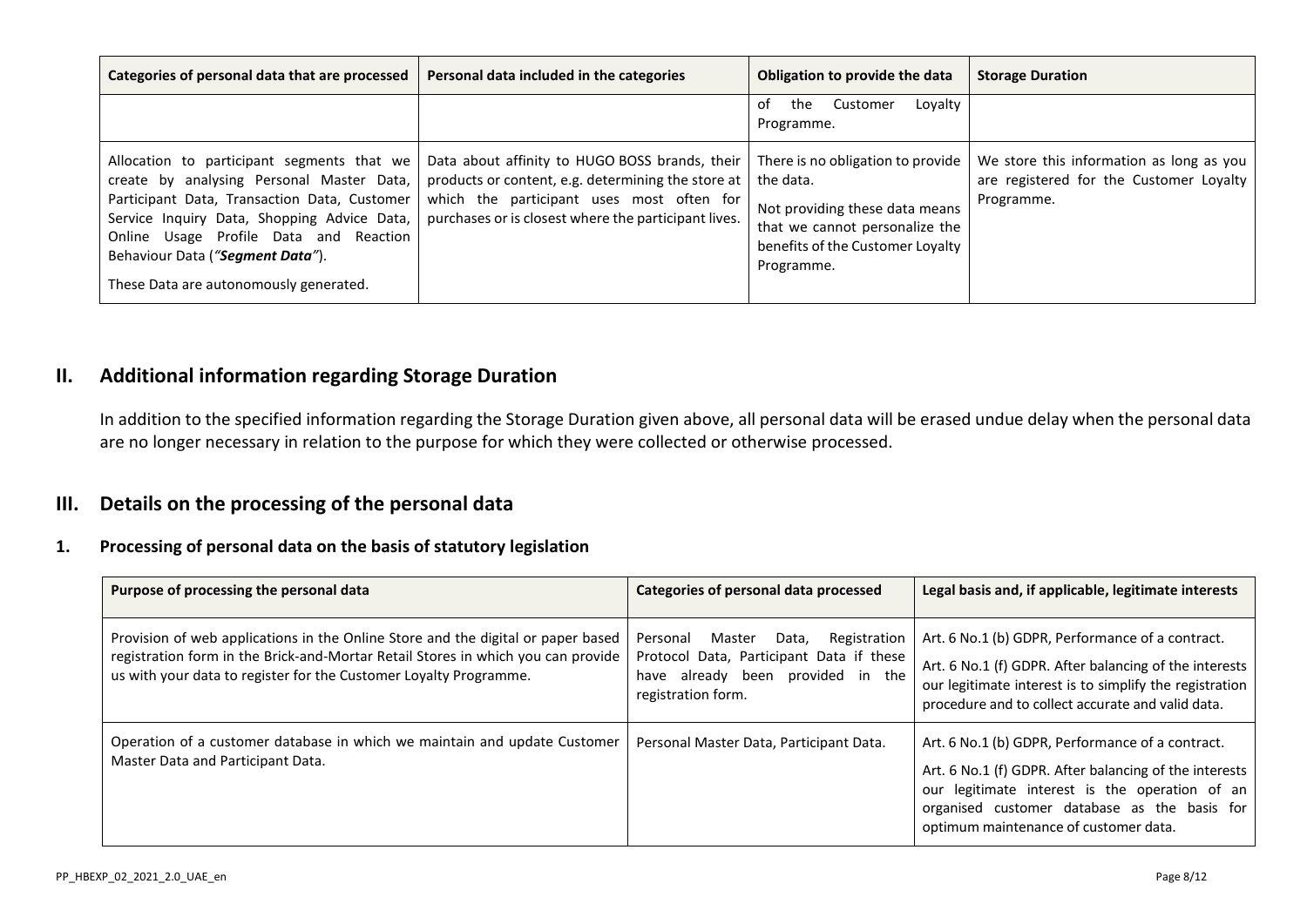| Categories of personal data that are processed | Personal data included in the categories | Obligation to provide the data | Storage Duration |
|---|---|---|---|
| | | of the Customer Loyalty Programme. | |
| Allocation to participant segments that we create by analysing Personal Master Data, Participant Data, Transaction Data, Customer Service Inquiry Data, Shopping Advice Data, Online Usage Profile Data and Reaction Behaviour Data (*"**Segment Data**"*).<br><br>These Data are autonomously generated. | Data about affinity to HUGO BOSS brands, their products or content, e.g. determining the store at which the participant uses most often for purchases or is closest where the participant lives. | There is no obligation to provide the data.<br><br>Not providing these data means that we cannot personalize the benefits of the Customer Loyalty Programme. | We store this information as long as you are registered for the Customer Loyalty Programme. |

## II. Additional information regarding Storage Duration

In addition to the specified information regarding the Storage Duration given above, all personal data will be erased undue delay when the personal data are no longer necessary in relation to the purpose for which they were collected or otherwise processed.

## III. Details on the processing of the personal data

### 1. Processing of personal data on the basis of statutory legislation

| Purpose of processing the personal data | Categories of personal data processed | Legal basis and, if applicable, legitimate interests |
|---|---|---|
| Provision of web applications in the Online Store and the digital or paper based registration form in the Brick-and-Mortar Retail Stores in which you can provide us with your data to register for the Customer Loyalty Programme. | Personal Master Data, Registration Protocol Data, Participant Data if these have already been provided in the registration form. | Art. 6 No.1 (b) GDPR, Performance of a contract.<br><br>Art. 6 No.1 (f) GDPR. After balancing of the interests our legitimate interest is to simplify the registration procedure and to collect accurate and valid data. |
| Operation of a customer database in which we maintain and update Customer Master Data and Participant Data. | Personal Master Data, Participant Data. | Art. 6 No.1 (b) GDPR, Performance of a contract.<br><br>Art. 6 No.1 (f) GDPR. After balancing of the interests our legitimate interest is the operation of an organised customer database as the basis for optimum maintenance of customer data. |

PP_HBEXP_02_2021_2.0_UAE_en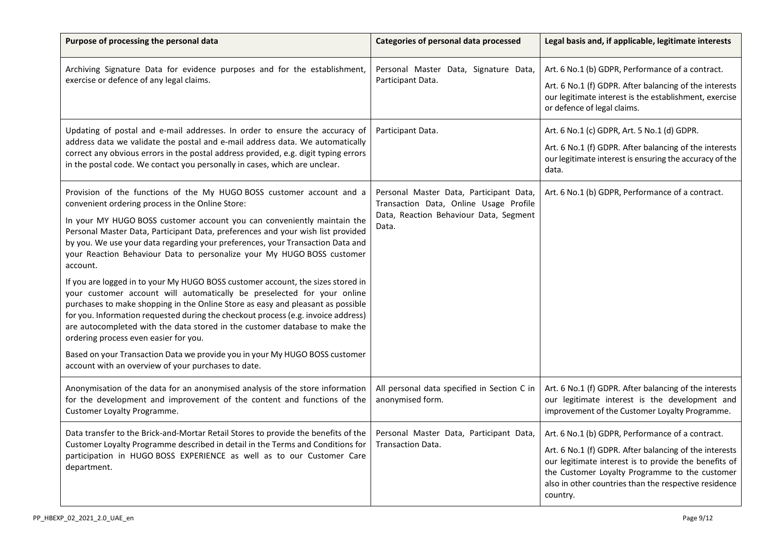| Purpose of processing the personal data | Categories of personal data processed | Legal basis and, if applicable, legitimate interests |
|---|---|---|
| Archiving Signature Data for evidence purposes and for the establishment, exercise or defence of any legal claims. | Personal Master Data, Signature Data, Participant Data. | Art. 6 No.1 (b) GDPR, Performance of a contract.<br><br>Art. 6 No.1 (f) GDPR. After balancing of the interests our legitimate interest is the establishment, exercise or defence of legal claims. |
| Updating of postal and e-mail addresses. In order to ensure the accuracy of address data we validate the postal and e-mail address data. We automatically correct any obvious errors in the postal address provided, e.g. digit typing errors in the postal code. We contact you personally in cases, which are unclear. | Participant Data. | Art. 6 No.1 (c) GDPR, Art. 5 No.1 (d) GDPR.<br><br>Art. 6 No.1 (f) GDPR. After balancing of the interests our legitimate interest is ensuring the accuracy of the data. |
| Provision of the functions of the My HUGO BOSS customer account and a convenient ordering process in the Online Store:<br><br>In your MY HUGO BOSS customer account you can conveniently maintain the Personal Master Data, Participant Data, preferences and your wish list provided by you. We use your data regarding your preferences, your Transaction Data and your Reaction Behaviour Data to personalize your My HUGO BOSS customer account.<br><br>If you are logged in to your My HUGO BOSS customer account, the sizes stored in your customer account will automatically be preselected for your online purchases to make shopping in the Online Store as easy and pleasant as possible for you. Information requested during the checkout process (e.g. invoice address) are autocompleted with the data stored in the customer database to make the ordering process even easier for you.<br><br>Based on your Transaction Data we provide you in your My HUGO BOSS customer account with an overview of your purchases to date. | Personal Master Data, Participant Data, Transaction Data, Online Usage Profile Data, Reaction Behaviour Data, Segment Data. | Art. 6 No.1 (b) GDPR, Performance of a contract. |
| Anonymisation of the data for an anonymised analysis of the store information for the development and improvement of the content and functions of the Customer Loyalty Programme. | All personal data specified in Section C in anonymised form. | Art. 6 No.1 (f) GDPR. After balancing of the interests our legitimate interest is the development and improvement of the Customer Loyalty Programme. |
| Data transfer to the Brick-and-Mortar Retail Stores to provide the benefits of the Customer Loyalty Programme described in detail in the Terms and Conditions for participation in HUGO BOSS EXPERIENCE as well as to our Customer Care department. | Personal Master Data, Participant Data, Transaction Data. | Art. 6 No.1 (b) GDPR, Performance of a contract.<br><br>Art. 6 No.1 (f) GDPR. After balancing of the interests our legitimate interest is to provide the benefits of the Customer Loyalty Programme to the customer also in other countries than the respective residence country. |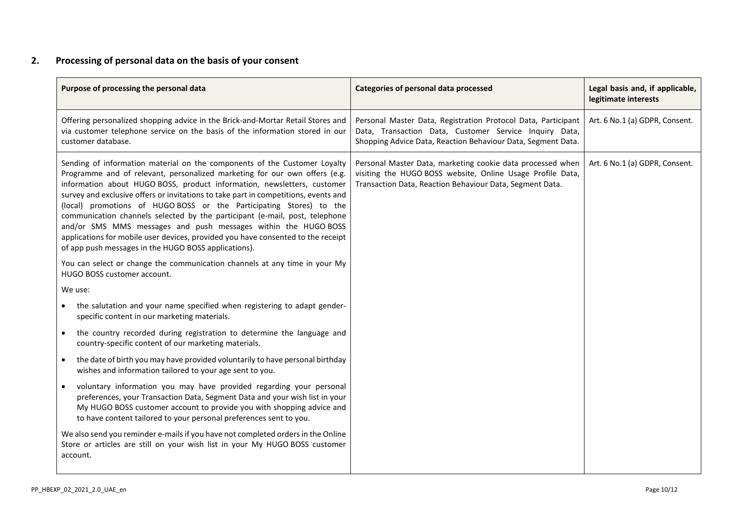## 2. Processing of personal data on the basis of your consent

| Purpose of processing the personal data | Categories of personal data processed | Legal basis and, if applicable, legitimate interests |
|---|---|---|
| Offering personalized shopping advice in the Brick-and-Mortar Retail Stores and via customer telephone service on the basis of the information stored in our customer database. | Personal Master Data, Registration Protocol Data, Participant Data, Transaction Data, Customer Service Inquiry Data, Shopping Advice Data, Reaction Behaviour Data, Segment Data. | Art. 6 No.1 (a) GDPR, Consent. |
| Sending of information material on the components of the Customer Loyalty Programme and of relevant, personalized marketing for our own offers (e.g. information about HUGO BOSS, product information, newsletters, customer survey and exclusive offers or invitations to take part in competitions, events and (local) promotions of HUGO BOSS or the Participating Stores) to the communication channels selected by the participant (e-mail, post, telephone and/or SMS MMS messages and push messages within the HUGO BOSS applications for mobile user devices, provided you have consented to the receipt of app push messages in the HUGO BOSS applications).<br><br>You can select or change the communication channels at any time in your My HUGO BOSS customer account.<br><br>We use:<br>• the salutation and your name specified when registering to adapt gender-specific content in our marketing materials.<br>• the country recorded during registration to determine the language and country-specific content of our marketing materials.<br>• the date of birth you may have provided voluntarily to have personal birthday wishes and information tailored to your age sent to you.<br>• voluntary information you may have provided regarding your personal preferences, your Transaction Data, Segment Data and your wish list in your My HUGO BOSS customer account to provide you with shopping advice and to have content tailored to your personal preferences sent to you.<br><br>We also send you reminder e-mails if you have not completed orders in the Online Store or articles are still on your wish list in your My HUGO BOSS customer account. | Personal Master Data, marketing cookie data processed when visiting the HUGO BOSS website, Online Usage Profile Data, Transaction Data, Reaction Behaviour Data, Segment Data. | Art. 6 No.1 (a) GDPR, Consent. |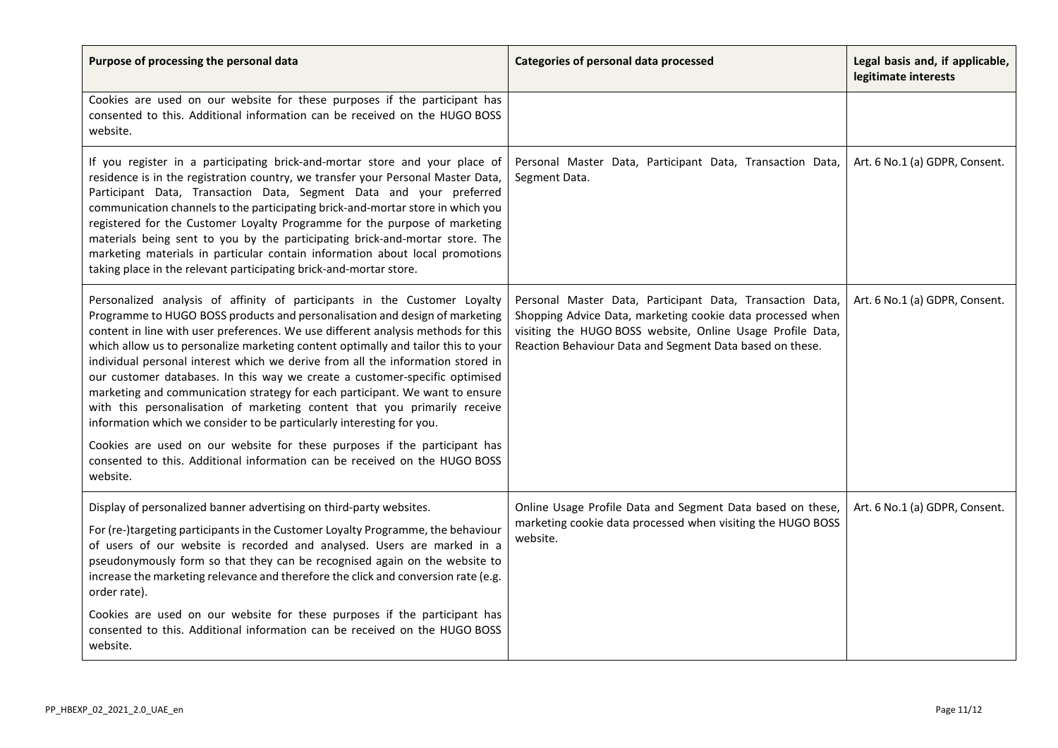| Purpose of processing the personal data | Categories of personal data processed | Legal basis and, if applicable, legitimate interests |
| --- | --- | --- |
| Cookies are used on our website for these purposes if the participant has consented to this. Additional information can be received on the HUGO BOSS website. | | |
| If you register in a participating brick-and-mortar store and your place of residence is in the registration country, we transfer your Personal Master Data, Participant Data, Transaction Data, Segment Data and your preferred communication channels to the participating brick-and-mortar store in which you registered for the Customer Loyalty Programme for the purpose of marketing materials being sent to you by the participating brick-and-mortar store. The marketing materials in particular contain information about local promotions taking place in the relevant participating brick-and-mortar store. | Personal Master Data, Participant Data, Transaction Data, Segment Data. | Art. 6 No.1 (a) GDPR, Consent. |
| Personalized analysis of affinity of participants in the Customer Loyalty Programme to HUGO BOSS products and personalisation and design of marketing content in line with user preferences. We use different analysis methods for this which allow us to personalize marketing content optimally and tailor this to your individual personal interest which we derive from all the information stored in our customer databases. In this way we create a customer-specific optimised marketing and communication strategy for each participant. We want to ensure with this personalisation of marketing content that you primarily receive information which we consider to be particularly interesting for you.<br><br>Cookies are used on our website for these purposes if the participant has consented to this. Additional information can be received on the HUGO BOSS website. | Personal Master Data, Participant Data, Transaction Data, Shopping Advice Data, marketing cookie data processed when visiting the HUGO BOSS website, Online Usage Profile Data, Reaction Behaviour Data and Segment Data based on these. | Art. 6 No.1 (a) GDPR, Consent. |
| Display of personalized banner advertising on third-party websites.<br><br>For (re-)targeting participants in the Customer Loyalty Programme, the behaviour of users of our website is recorded and analysed. Users are marked in a pseudonymously form so that they can be recognised again on the website to increase the marketing relevance and therefore the click and conversion rate (e.g. order rate).<br><br>Cookies are used on our website for these purposes if the participant has consented to this. Additional information can be received on the HUGO BOSS website. | Online Usage Profile Data and Segment Data based on these, marketing cookie data processed when visiting the HUGO BOSS website. | Art. 6 No.1 (a) GDPR, Consent. |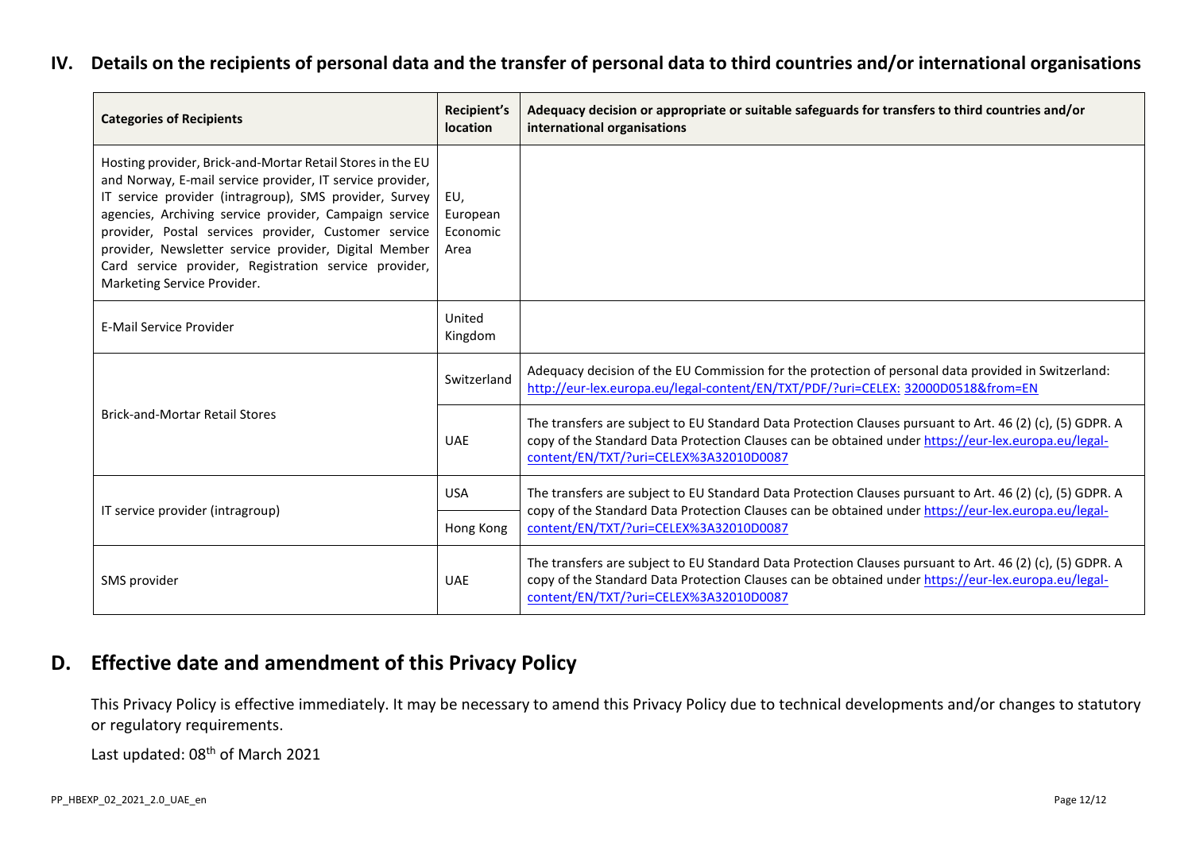## IV. Details on the recipients of personal data and the transfer of personal data to third countries and/or international organisations

| Categories of Recipients | Recipient's location | Adequacy decision or appropriate or suitable safeguards for transfers to third countries and/or international organisations |
|---|---|---|
| Hosting provider, Brick-and-Mortar Retail Stores in the EU and Norway, E-mail service provider, IT service provider, IT service provider (intragroup), SMS provider, Survey agencies, Archiving service provider, Campaign service provider, Postal services provider, Customer service provider, Newsletter service provider, Digital Member Card service provider, Registration service provider, Marketing Service Provider. | EU, European Economic Area | |
| E-Mail Service Provider | United Kingdom | |
| Brick-and-Mortar Retail Stores | Switzerland | Adequacy decision of the EU Commission for the protection of personal data provided in Switzerland: http://eur-lex.europa.eu/legal-content/EN/TXT/PDF/?uri=CELEX: 32000D0518&from=EN |
| | UAE | The transfers are subject to EU Standard Data Protection Clauses pursuant to Art. 46 (2) (c), (5) GDPR. A copy of the Standard Data Protection Clauses can be obtained under https://eur-lex.europa.eu/legal-content/EN/TXT/?uri=CELEX%3A32010D0087 |
| IT service provider (intragroup) | USA | The transfers are subject to EU Standard Data Protection Clauses pursuant to Art. 46 (2) (c), (5) GDPR. A copy of the Standard Data Protection Clauses can be obtained under https://eur-lex.europa.eu/legal-content/EN/TXT/?uri=CELEX%3A32010D0087 |
| | Hong Kong | |
| SMS provider | UAE | The transfers are subject to EU Standard Data Protection Clauses pursuant to Art. 46 (2) (c), (5) GDPR. A copy of the Standard Data Protection Clauses can be obtained under https://eur-lex.europa.eu/legal-content/EN/TXT/?uri=CELEX%3A32010D0087 |

# D. Effective date and amendment of this Privacy Policy

This Privacy Policy is effective immediately. It may be necessary to amend this Privacy Policy due to technical developments and/or changes to statutory or regulatory requirements.

Last updated: 08th of March 2021